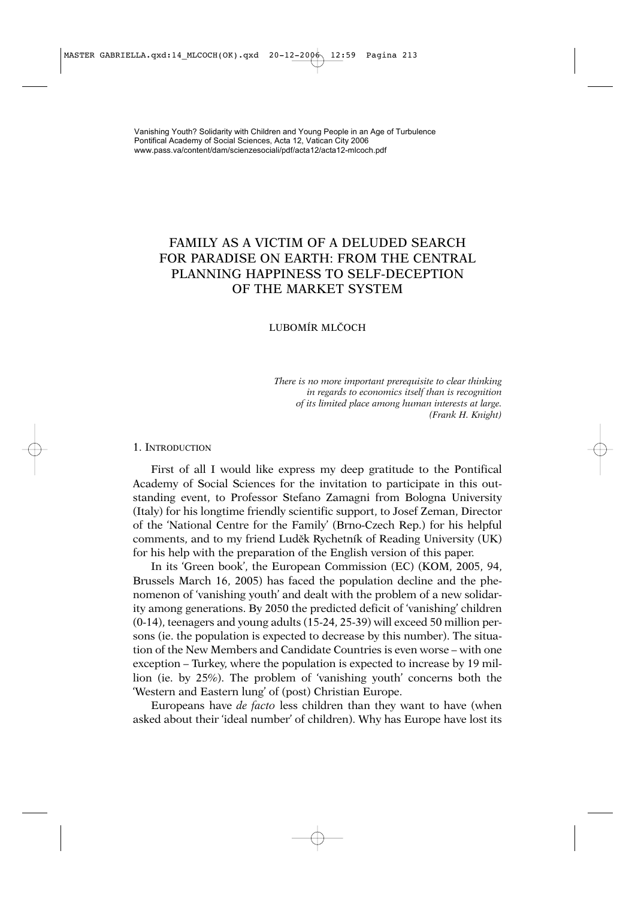Vanishing Youth? Solidarity with Children and Young People in an Age of Turbulence
Pontifical Academy of Social Sciences, Acta 12, Vatican City 2006
www.pass.va/content/dam/scienzesociali/pdf/acta12/acta12-mlcoch.pdf

# FAMILY AS A VICTIM OF A DELUDED SEARCH FOR PARADISE ON EARTH: FROM THE CENTRAL PLANNING HAPPINESS TO SELF-DECEPTION OF THE MARKET SYSTEM

LUBOMÍR MLČOCH

*There is no more important prerequisite to clear thinking in regards to economics itself than is recognition of its limited place among human interests at large.*
*(Frank H. Knight)*

## 1. INTRODUCTION

First of all I would like express my deep gratitude to the Pontifical Academy of Social Sciences for the invitation to participate in this outstanding event, to Professor Stefano Zamagni from Bologna University (Italy) for his longtime friendly scientific support, to Josef Zeman, Director of the 'National Centre for the Family' (Brno-Czech Rep.) for his helpful comments, and to my friend Luděk Rychetník of Reading University (UK) for his help with the preparation of the English version of this paper.

In its 'Green book', the European Commission (EC) (KOM, 2005, 94, Brussels March 16, 2005) has faced the population decline and the phenomenon of 'vanishing youth' and dealt with the problem of a new solidarity among generations. By 2050 the predicted deficit of 'vanishing' children (0-14), teenagers and young adults (15-24, 25-39) will exceed 50 million persons (ie. the population is expected to decrease by this number). The situation of the New Members and Candidate Countries is even worse – with one exception – Turkey, where the population is expected to increase by 19 million (ie. by 25%). The problem of 'vanishing youth' concerns both the 'Western and Eastern lung' of (post) Christian Europe.

Europeans have *de facto* less children than they want to have (when asked about their 'ideal number' of children). Why has Europe have lost its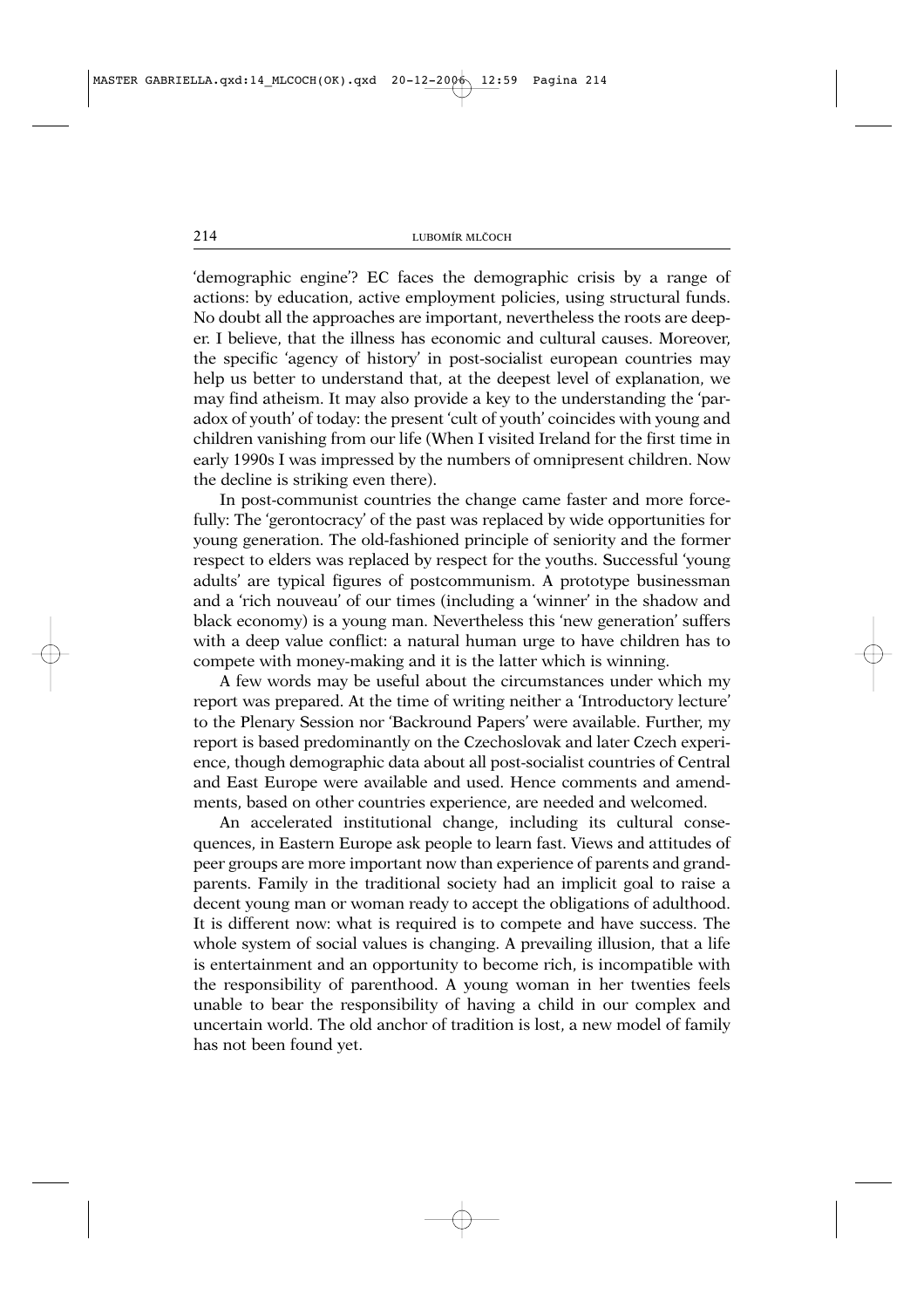'demographic engine'? EC faces the demographic crisis by a range of actions: by education, active employment policies, using structural funds. No doubt all the approaches are important, nevertheless the roots are deeper. I believe, that the illness has economic and cultural causes. Moreover, the specific 'agency of history' in post-socialist european countries may help us better to understand that, at the deepest level of explanation, we may find atheism. It may also provide a key to the understanding the 'paradox of youth' of today: the present 'cult of youth' coincides with young and children vanishing from our life (When I visited Ireland for the first time in early 1990s I was impressed by the numbers of omnipresent children. Now the decline is striking even there).

In post-communist countries the change came faster and more forcefully: The 'gerontocracy' of the past was replaced by wide opportunities for young generation. The old-fashioned principle of seniority and the former respect to elders was replaced by respect for the youths. Successful 'young adults' are typical figures of postcommunism. A prototype businessman and a 'rich nouveau' of our times (including a 'winner' in the shadow and black economy) is a young man. Nevertheless this 'new generation' suffers with a deep value conflict: a natural human urge to have children has to compete with money-making and it is the latter which is winning.

A few words may be useful about the circumstances under which my report was prepared. At the time of writing neither a 'Introductory lecture' to the Plenary Session nor 'Backround Papers' were available. Further, my report is based predominantly on the Czechoslovak and later Czech experience, though demographic data about all post-socialist countries of Central and East Europe were available and used. Hence comments and amendments, based on other countries experience, are needed and welcomed.

An accelerated institutional change, including its cultural consequences, in Eastern Europe ask people to learn fast. Views and attitudes of peer groups are more important now than experience of parents and grandparents. Family in the traditional society had an implicit goal to raise a decent young man or woman ready to accept the obligations of adulthood. It is different now: what is required is to compete and have success. The whole system of social values is changing. A prevailing illusion, that a life is entertainment and an opportunity to become rich, is incompatible with the responsibility of parenthood. A young woman in her twenties feels unable to bear the responsibility of having a child in our complex and uncertain world. The old anchor of tradition is lost, a new model of family has not been found yet.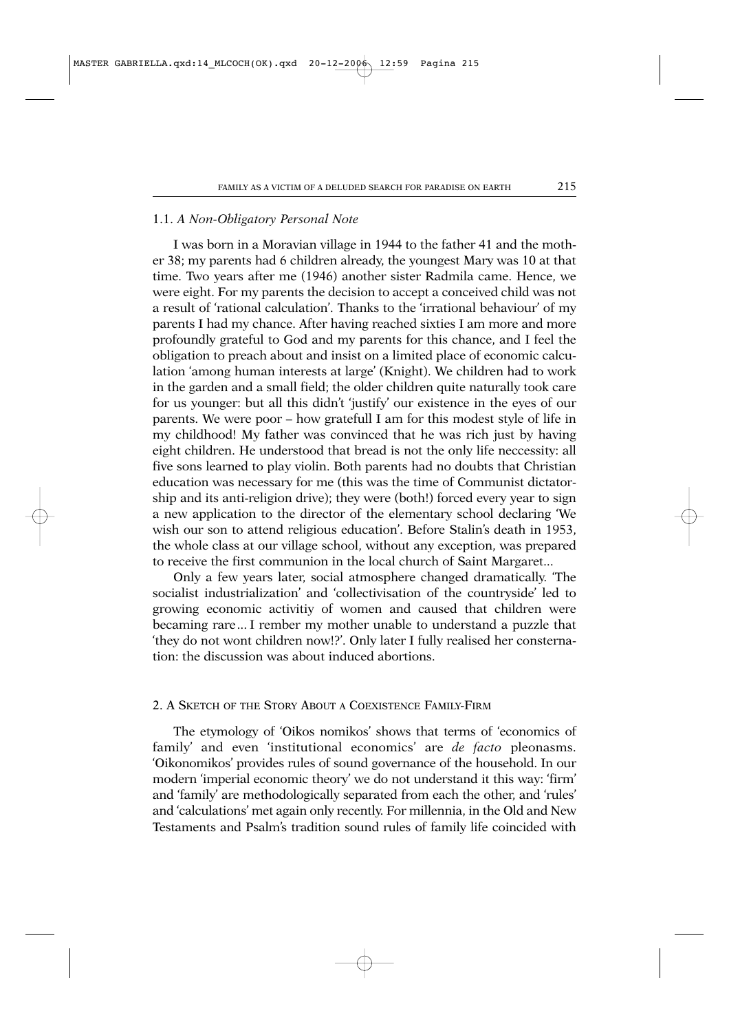### 1.1. *A Non-Obligatory Personal Note*

I was born in a Moravian village in 1944 to the father 41 and the mother 38; my parents had 6 children already, the youngest Mary was 10 at that time. Two years after me (1946) another sister Radmila came. Hence, we were eight. For my parents the decision to accept a conceived child was not a result of 'rational calculation'. Thanks to the 'irrational behaviour' of my parents I had my chance. After having reached sixties I am more and more profoundly grateful to God and my parents for this chance, and I feel the obligation to preach about and insist on a limited place of economic calculation 'among human interests at large' (Knight). We children had to work in the garden and a small field; the older children quite naturally took care for us younger: but all this didn't 'justify' our existence in the eyes of our parents. We were poor – how gratefull I am for this modest style of life in my childhood! My father was convinced that he was rich just by having eight children. He understood that bread is not the only life neccessity: all five sons learned to play violin. Both parents had no doubts that Christian education was necessary for me (this was the time of Communist dictatorship and its anti-religion drive); they were (both!) forced every year to sign a new application to the director of the elementary school declaring 'We wish our son to attend religious education'. Before Stalin's death in 1953, the whole class at our village school, without any exception, was prepared to receive the first communion in the local church of Saint Margaret...

Only a few years later, social atmosphere changed dramatically. 'The socialist industrialization' and 'collectivisation of the countryside' led to growing economic activitiy of women and caused that children were becaming rare... I rember my mother unable to understand a puzzle that 'they do not wont children now!?'. Only later I fully realised her consternation: the discussion was about induced abortions.

## 2. A Sketch of the Story About a Coexistence Family-Firm

The etymology of 'Oikos nomikos' shows that terms of 'economics of family' and even 'institutional economics' are *de facto* pleonasms. 'Oikonomikos' provides rules of sound governance of the household. In our modern 'imperial economic theory' we do not understand it this way: 'firm' and 'family' are methodologically separated from each the other, and 'rules' and 'calculations' met again only recently. For millennia, in the Old and New Testaments and Psalm's tradition sound rules of family life coincided with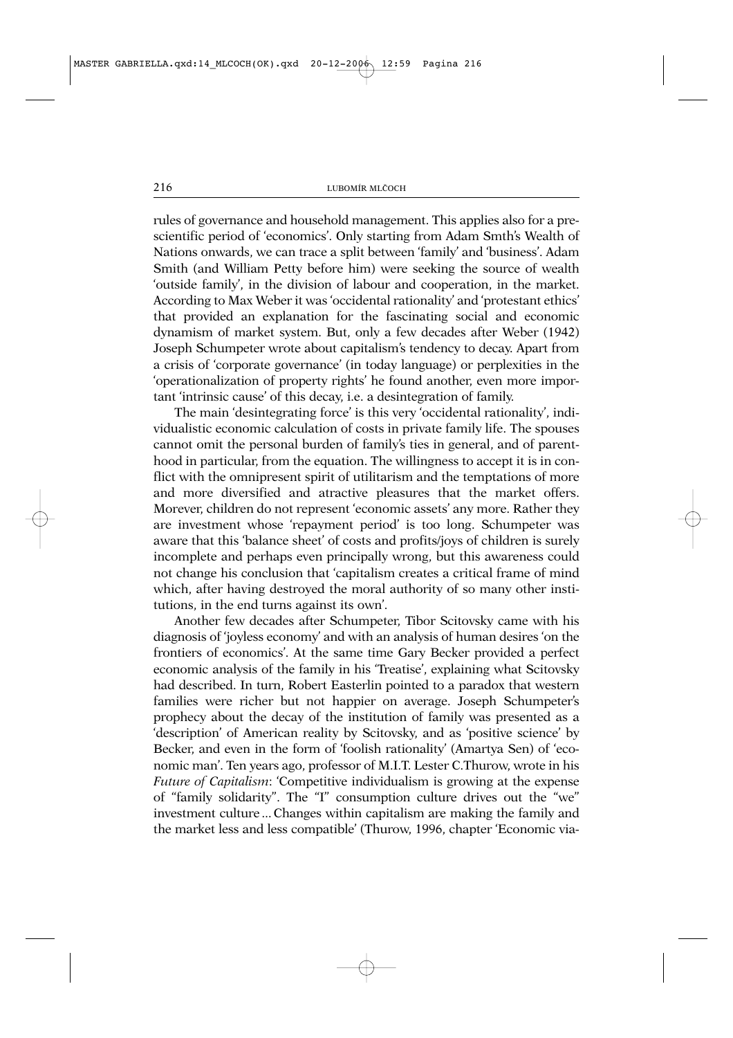rules of governance and household management. This applies also for a prescientific period of 'economics'. Only starting from Adam Smth's Wealth of Nations onwards, we can trace a split between 'family' and 'business'. Adam Smith (and William Petty before him) were seeking the source of wealth 'outside family', in the division of labour and cooperation, in the market. According to Max Weber it was 'occidental rationality' and 'protestant ethics' that provided an explanation for the fascinating social and economic dynamism of market system. But, only a few decades after Weber (1942) Joseph Schumpeter wrote about capitalism's tendency to decay. Apart from a crisis of 'corporate governance' (in today language) or perplexities in the 'operationalization of property rights' he found another, even more important 'intrinsic cause' of this decay, i.e. a desintegration of family.

The main 'desintegrating force' is this very 'occidental rationality', individualistic economic calculation of costs in private family life. The spouses cannot omit the personal burden of family's ties in general, and of parenthood in particular, from the equation. The willingness to accept it is in conflict with the omnipresent spirit of utilitarism and the temptations of more and more diversified and atractive pleasures that the market offers. Morever, children do not represent 'economic assets' any more. Rather they are investment whose 'repayment period' is too long. Schumpeter was aware that this 'balance sheet' of costs and profits/joys of children is surely incomplete and perhaps even principally wrong, but this awareness could not change his conclusion that 'capitalism creates a critical frame of mind which, after having destroyed the moral authority of so many other institutions, in the end turns against its own'.

Another few decades after Schumpeter, Tibor Scitovsky came with his diagnosis of 'joyless economy' and with an analysis of human desires 'on the frontiers of economics'. At the same time Gary Becker provided a perfect economic analysis of the family in his 'Treatise', explaining what Scitovsky had described. In turn, Robert Easterlin pointed to a paradox that western families were richer but not happier on average. Joseph Schumpeter's prophecy about the decay of the institution of family was presented as a 'description' of American reality by Scitovsky, and as 'positive science' by Becker, and even in the form of 'foolish rationality' (Amartya Sen) of 'economic man'. Ten years ago, professor of M.I.T. Lester C.Thurow, wrote in his *Future of Capitalism*: 'Competitive individualism is growing at the expense of "family solidarity". The "I" consumption culture drives out the "we" investment culture ... Changes within capitalism are making the family and the market less and less compatible' (Thurow, 1996, chapter 'Economic via-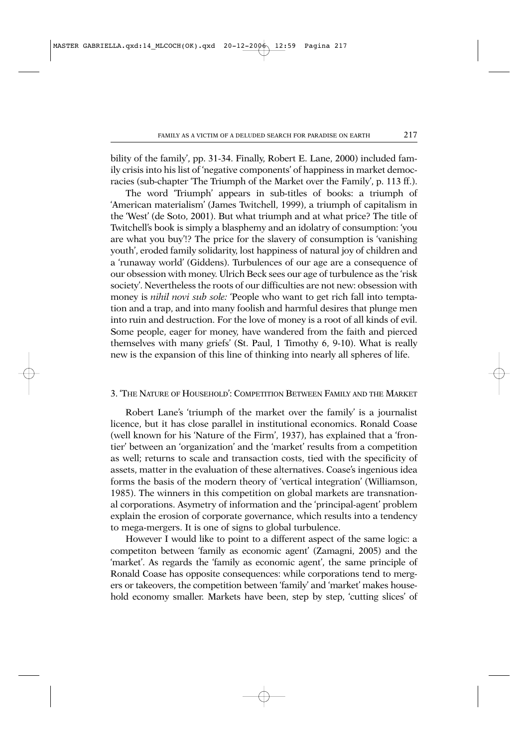bility of the family', pp. 31-34. Finally, Robert E. Lane, 2000) included family crisis into his list of 'negative components' of happiness in market democracies (sub-chapter 'The Triumph of the Market over the Family', p. 113 ff.).

The word 'Triumph' appears in sub-titles of books: a triumph of 'American materialism' (James Twitchell, 1999), a triumph of capitalism in the 'West' (de Soto, 2001). But what triumph and at what price? The title of Twitchell's book is simply a blasphemy and an idolatry of consumption: 'you are what you buy'!? The price for the slavery of consumption is 'vanishing youth', eroded family solidarity, lost happiness of natural joy of children and a 'runaway world' (Giddens). Turbulences of our age are a consequence of our obsession with money. Ulrich Beck sees our age of turbulence as the 'risk society'. Nevertheless the roots of our difficulties are not new: obsession with money is *nihil novi sub sole:* 'People who want to get rich fall into temptation and a trap, and into many foolish and harmful desires that plunge men into ruin and destruction. For the love of money is a root of all kinds of evil. Some people, eager for money, have wandered from the faith and pierced themselves with many griefs' (St. Paul, 1 Timothy 6, 9-10). What is really new is the expansion of this line of thinking into nearly all spheres of life.

## 3. 'The Nature of Household': Competition Between Family and the Market

Robert Lane's 'triumph of the market over the family' is a journalist licence, but it has close parallel in institutional economics. Ronald Coase (well known for his 'Nature of the Firm', 1937), has explained that a 'frontier' between an 'organization' and the 'market' results from a competition as well; returns to scale and transaction costs, tied with the specificity of assets, matter in the evaluation of these alternatives. Coase's ingenious idea forms the basis of the modern theory of 'vertical integration' (Williamson, 1985). The winners in this competition on global markets are transnational corporations. Asymetry of information and the 'principal-agent' problem explain the erosion of corporate governance, which results into a tendency to mega-mergers. It is one of signs to global turbulence.

However I would like to point to a different aspect of the same logic: a competiton between 'family as economic agent' (Zamagni, 2005) and the 'market'. As regards the 'family as economic agent', the same principle of Ronald Coase has opposite consequences: while corporations tend to mergers or takeovers, the competition between 'family' and 'market' makes household economy smaller. Markets have been, step by step, 'cutting slices' of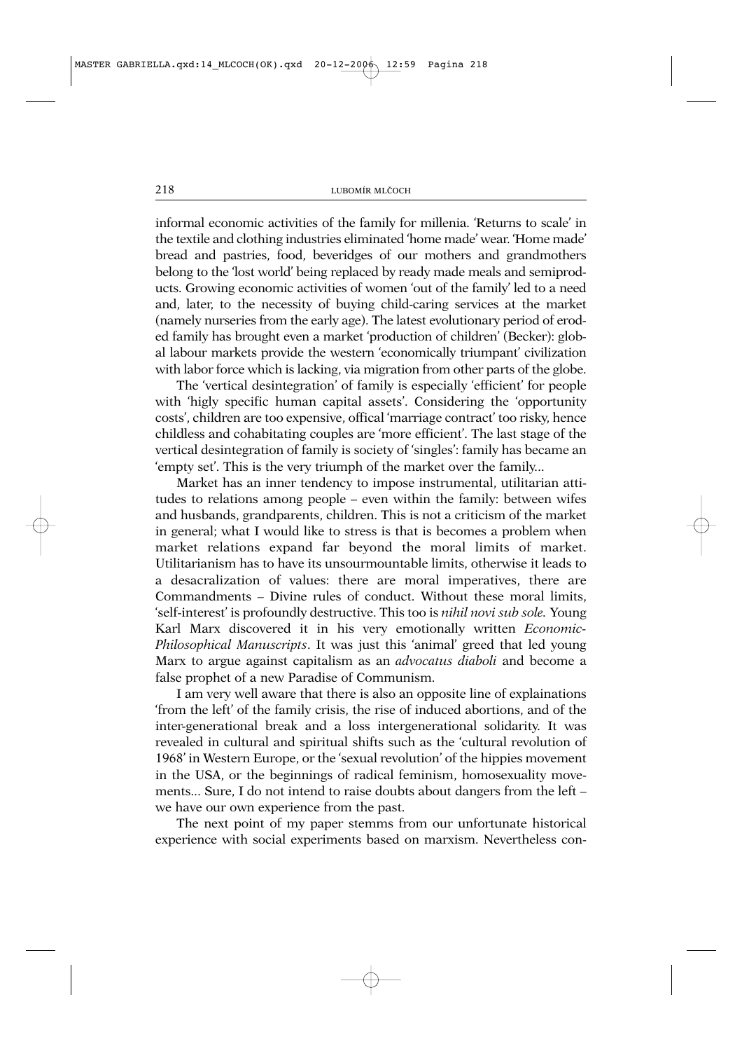informal economic activities of the family for millenia. 'Returns to scale' in the textile and clothing industries eliminated 'home made' wear. 'Home made' bread and pastries, food, beveridges of our mothers and grandmothers belong to the 'lost world' being replaced by ready made meals and semiproducts. Growing economic activities of women 'out of the family' led to a need and, later, to the necessity of buying child-caring services at the market (namely nurseries from the early age). The latest evolutionary period of eroded family has brought even a market 'production of children' (Becker): global labour markets provide the western 'economically triumpant' civilization with labor force which is lacking, via migration from other parts of the globe.

The 'vertical desintegration' of family is especially 'efficient' for people with 'higly specific human capital assets'. Considering the 'opportunity costs', children are too expensive, offical 'marriage contract' too risky, hence childless and cohabitating couples are 'more efficient'. The last stage of the vertical desintegration of family is society of 'singles': family has became an 'empty set'. This is the very triumph of the market over the family...

Market has an inner tendency to impose instrumental, utilitarian attitudes to relations among people – even within the family: between wifes and husbands, grandparents, children. This is not a criticism of the market in general; what I would like to stress is that is becomes a problem when market relations expand far beyond the moral limits of market. Utilitarianism has to have its unsourmountable limits, otherwise it leads to a desacralization of values: there are moral imperatives, there are Commandments – Divine rules of conduct. Without these moral limits, 'self-interest' is profoundly destructive. This too is *nihil novi sub sole.* Young Karl Marx discovered it in his very emotionally written *Economic-Philosophical Manuscripts*. It was just this 'animal' greed that led young Marx to argue against capitalism as an *advocatus diaboli* and become a false prophet of a new Paradise of Communism.

I am very well aware that there is also an opposite line of explainations 'from the left' of the family crisis, the rise of induced abortions, and of the inter-generational break and a loss intergenerational solidarity. It was revealed in cultural and spiritual shifts such as the 'cultural revolution of 1968' in Western Europe, or the 'sexual revolution' of the hippies movement in the USA, or the beginnings of radical feminism, homosexuality movements... Sure, I do not intend to raise doubts about dangers from the left – we have our own experience from the past.

The next point of my paper stemms from our unfortunate historical experience with social experiments based on marxism. Nevertheless con-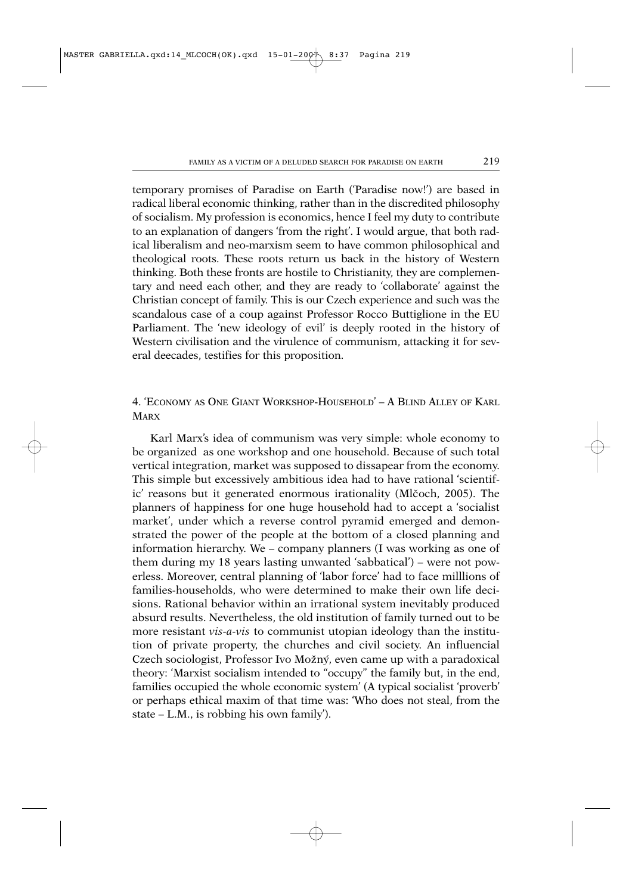temporary promises of Paradise on Earth ('Paradise now!') are based in radical liberal economic thinking, rather than in the discredited philosophy of socialism. My profession is economics, hence I feel my duty to contribute to an explanation of dangers 'from the right'. I would argue, that both radical liberalism and neo-marxism seem to have common philosophical and theological roots. These roots return us back in the history of Western thinking. Both these fronts are hostile to Christianity, they are complementary and need each other, and they are ready to 'collaborate' against the Christian concept of family. This is our Czech experience and such was the scandalous case of a coup against Professor Rocco Buttiglione in the EU Parliament. The 'new ideology of evil' is deeply rooted in the history of Western civilisation and the virulence of communism, attacking it for several deecades, testifies for this proposition.

## 4. 'Economy as One Giant Workshop-Household' – A Blind Alley of Karl Marx

Karl Marx's idea of communism was very simple: whole economy to be organized as one workshop and one household. Because of such total vertical integration, market was supposed to dissapear from the economy. This simple but excessively ambitious idea had to have rational 'scientific' reasons but it generated enormous irationality (Mlčoch, 2005). The planners of happiness for one huge household had to accept a 'socialist market', under which a reverse control pyramid emerged and demonstrated the power of the people at the bottom of a closed planning and information hierarchy. We – company planners (I was working as one of them during my 18 years lasting unwanted 'sabbatical') – were not powerless. Moreover, central planning of 'labor force' had to face milllions of families-households, who were determined to make their own life decisions. Rational behavior within an irrational system inevitably produced absurd results. Nevertheless, the old institution of family turned out to be more resistant *vis-a-vis* to communist utopian ideology than the institution of private property, the churches and civil society. An influencial Czech sociologist, Professor Ivo Možný, even came up with a paradoxical theory: 'Marxist socialism intended to "occupy" the family but, in the end, families occupied the whole economic system' (A typical socialist 'proverb' or perhaps ethical maxim of that time was: 'Who does not steal, from the state – L.M., is robbing his own family').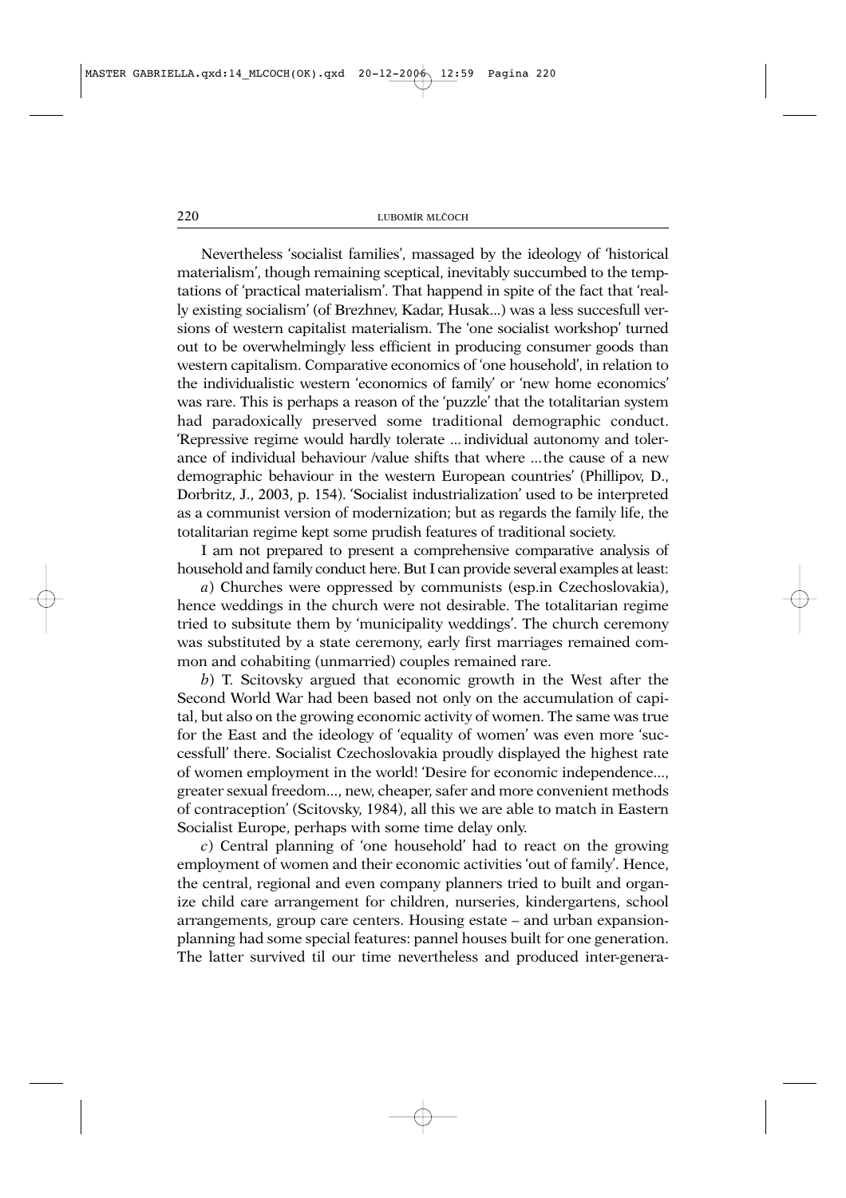Nevertheless 'socialist families', massaged by the ideology of 'historical materialism', though remaining sceptical, inevitably succumbed to the temptations of 'practical materialism'. That happend in spite of the fact that 'really existing socialism' (of Brezhnev, Kadar, Husak...) was a less succesfull versions of western capitalist materialism. The 'one socialist workshop' turned out to be overwhelmingly less efficient in producing consumer goods than western capitalism. Comparative economics of 'one household', in relation to the individualistic western 'economics of family' or 'new home economics' was rare. This is perhaps a reason of the 'puzzle' that the totalitarian system had paradoxically preserved some traditional demographic conduct. 'Repressive regime would hardly tolerate ... individual autonomy and tolerance of individual behaviour /value shifts that where ... the cause of a new demographic behaviour in the western European countries' (Phillipov, D., Dorbritz, J., 2003, p. 154). 'Socialist industrialization' used to be interpreted as a communist version of modernization; but as regards the family life, the totalitarian regime kept some prudish features of traditional society.

I am not prepared to present a comprehensive comparative analysis of household and family conduct here. But I can provide several examples at least:

*a*) Churches were oppressed by communists (esp.in Czechoslovakia), hence weddings in the church were not desirable. The totalitarian regime tried to subsitute them by 'municipality weddings'. The church ceremony was substituted by a state ceremony, early first marriages remained common and cohabiting (unmarried) couples remained rare.

*b*) T. Scitovsky argued that economic growth in the West after the Second World War had been based not only on the accumulation of capital, but also on the growing economic activity of women. The same was true for the East and the ideology of 'equality of women' was even more 'successfull' there. Socialist Czechoslovakia proudly displayed the highest rate of women employment in the world! 'Desire for economic independence..., greater sexual freedom..., new, cheaper, safer and more convenient methods of contraception' (Scitovsky, 1984), all this we are able to match in Eastern Socialist Europe, perhaps with some time delay only.

*c*) Central planning of 'one household' had to react on the growing employment of women and their economic activities 'out of family'. Hence, the central, regional and even company planners tried to built and organize child care arrangement for children, nurseries, kindergartens, school arrangements, group care centers. Housing estate – and urban expansion-planning had some special features: pannel houses built for one generation. The latter survived til our time nevertheless and produced inter-genera-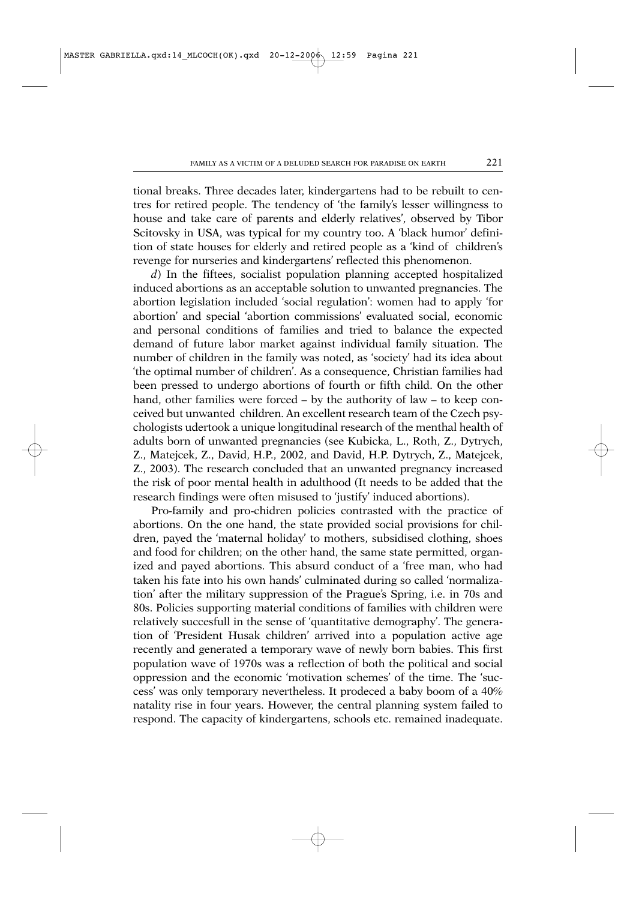tional breaks. Three decades later, kindergartens had to be rebuilt to centres for retired people. The tendency of 'the family's lesser willingness to house and take care of parents and elderly relatives', observed by Tibor Scitovsky in USA, was typical for my country too. A 'black humor' definition of state houses for elderly and retired people as a 'kind of children's revenge for nurseries and kindergartens' reflected this phenomenon.

*d*) In the fiftees, socialist population planning accepted hospitalized induced abortions as an acceptable solution to unwanted pregnancies. The abortion legislation included 'social regulation': women had to apply 'for abortion' and special 'abortion commissions' evaluated social, economic and personal conditions of families and tried to balance the expected demand of future labor market against individual family situation. The number of children in the family was noted, as 'society' had its idea about 'the optimal number of children'. As a consequence, Christian families had been pressed to undergo abortions of fourth or fifth child. On the other hand, other families were forced – by the authority of law – to keep conceived but unwanted children. An excellent research team of the Czech psychologists udertook a unique longitudinal research of the menthal health of adults born of unwanted pregnancies (see Kubicka, L., Roth, Z., Dytrych, Z., Matejcek, Z., David, H.P., 2002, and David, H.P. Dytrych, Z., Matejcek, Z., 2003). The research concluded that an unwanted pregnancy increased the risk of poor mental health in adulthood (It needs to be added that the research findings were often misused to 'justify' induced abortions).

Pro-family and pro-chidren policies contrasted with the practice of abortions. On the one hand, the state provided social provisions for children, payed the 'maternal holiday' to mothers, subsidised clothing, shoes and food for children; on the other hand, the same state permitted, organized and payed abortions. This absurd conduct of a 'free man, who had taken his fate into his own hands' culminated during so called 'normalization' after the military suppression of the Prague's Spring, i.e. in 70s and 80s. Policies supporting material conditions of families with children were relatively succesfull in the sense of 'quantitative demography'. The generation of 'President Husak children' arrived into a population active age recently and generated a temporary wave of newly born babies. This first population wave of 1970s was a reflection of both the political and social oppression and the economic 'motivation schemes' of the time. The 'success' was only temporary nevertheless. It prodeced a baby boom of a 40% natality rise in four years. However, the central planning system failed to respond. The capacity of kindergartens, schools etc. remained inadequate.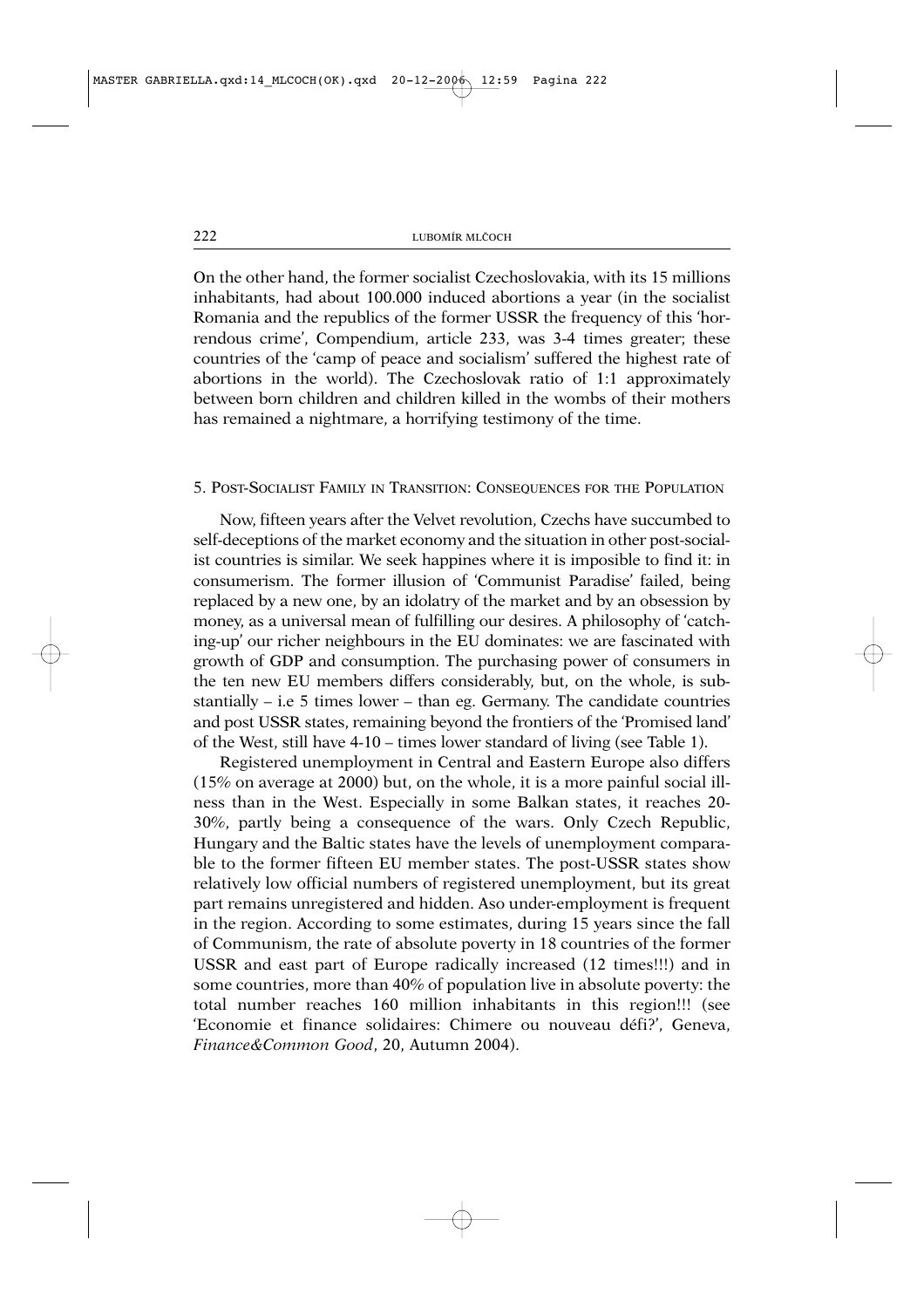On the other hand, the former socialist Czechoslovakia, with its 15 millions inhabitants, had about 100.000 induced abortions a year (in the socialist Romania and the republics of the former USSR the frequency of this 'horrendous crime', Compendium, article 233, was 3-4 times greater; these countries of the 'camp of peace and socialism' suffered the highest rate of abortions in the world). The Czechoslovak ratio of 1:1 approximately between born children and children killed in the wombs of their mothers has remained a nightmare, a horrifying testimony of the time.

## 5. Post-Socialist Family in Transition: Consequences for the Population

Now, fifteen years after the Velvet revolution, Czechs have succumbed to self-deceptions of the market economy and the situation in other post-socialist countries is similar. We seek happines where it is imposible to find it: in consumerism. The former illusion of 'Communist Paradise' failed, being replaced by a new one, by an idolatry of the market and by an obsession by money, as a universal mean of fulfilling our desires. A philosophy of 'catching-up' our richer neighbours in the EU dominates: we are fascinated with growth of GDP and consumption. The purchasing power of consumers in the ten new EU members differs considerably, but, on the whole, is substantially – i.e 5 times lower – than eg. Germany. The candidate countries and post USSR states, remaining beyond the frontiers of the 'Promised land' of the West, still have 4-10 – times lower standard of living (see Table 1).

Registered unemployment in Central and Eastern Europe also differs (15% on average at 2000) but, on the whole, it is a more painful social illness than in the West. Especially in some Balkan states, it reaches 20-30%, partly being a consequence of the wars. Only Czech Republic, Hungary and the Baltic states have the levels of unemployment comparable to the former fifteen EU member states. The post-USSR states show relatively low official numbers of registered unemployment, but its great part remains unregistered and hidden. Aso under-employment is frequent in the region. According to some estimates, during 15 years since the fall of Communism, the rate of absolute poverty in 18 countries of the former USSR and east part of Europe radically increased (12 times!!!) and in some countries, more than 40% of population live in absolute poverty: the total number reaches 160 million inhabitants in this region!!! (see 'Economie et finance solidaires: Chimere ou nouveau défi?', Geneva, *Finance&Common Good*, 20, Autumn 2004).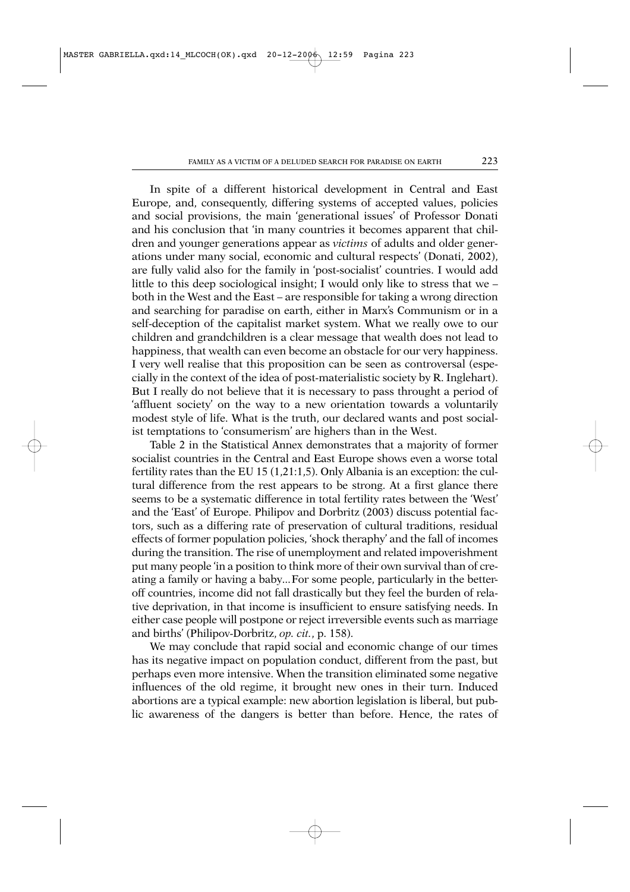In spite of a different historical development in Central and East Europe, and, consequently, differing systems of accepted values, policies and social provisions, the main 'generational issues' of Professor Donati and his conclusion that 'in many countries it becomes apparent that children and younger generations appear as *victims* of adults and older generations under many social, economic and cultural respects' (Donati, 2002), are fully valid also for the family in 'post-socialist' countries. I would add little to this deep sociological insight; I would only like to stress that we – both in the West and the East – are responsible for taking a wrong direction and searching for paradise on earth, either in Marx's Communism or in a self-deception of the capitalist market system. What we really owe to our children and grandchildren is a clear message that wealth does not lead to happiness, that wealth can even become an obstacle for our very happiness. I very well realise that this proposition can be seen as controversal (especially in the context of the idea of post-materialistic society by R. Inglehart). But I really do not believe that it is necessary to pass throught a period of 'affluent society' on the way to a new orientation towards a voluntarily modest style of life. What is the truth, our declared wants and post socialist temptations to 'consumerism' are highers than in the West.

Table 2 in the Statistical Annex demonstrates that a majority of former socialist countries in the Central and East Europe shows even a worse total fertility rates than the EU 15 (1,21:1,5). Only Albania is an exception: the cultural difference from the rest appears to be strong. At a first glance there seems to be a systematic difference in total fertility rates between the 'West' and the 'East' of Europe. Philipov and Dorbritz (2003) discuss potential factors, such as a differing rate of preservation of cultural traditions, residual effects of former population policies, 'shock theraphy' and the fall of incomes during the transition. The rise of unemployment and related impoverishment put many people 'in a position to think more of their own survival than of creating a family or having a baby... For some people, particularly in the better-off countries, income did not fall drastically but they feel the burden of relative deprivation, in that income is insufficient to ensure satisfying needs. In either case people will postpone or reject irreversible events such as marriage and births' (Philipov-Dorbritz, *op. cit.*, p. 158).

We may conclude that rapid social and economic change of our times has its negative impact on population conduct, different from the past, but perhaps even more intensive. When the transition eliminated some negative influences of the old regime, it brought new ones in their turn. Induced abortions are a typical example: new abortion legislation is liberal, but public awareness of the dangers is better than before. Hence, the rates of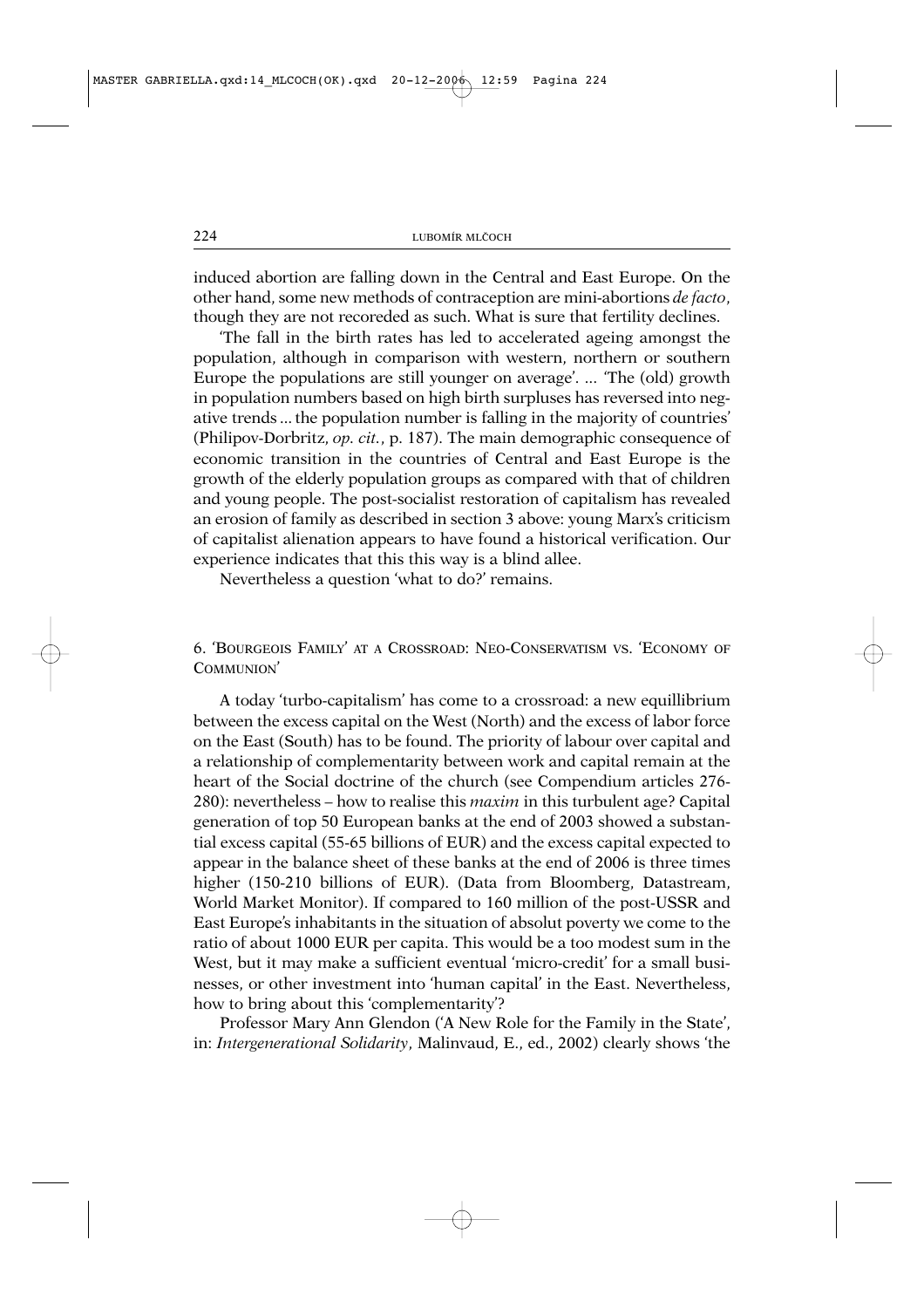induced abortion are falling down in the Central and East Europe. On the other hand, some new methods of contraception are mini-abortions *de facto*, though they are not recoreded as such. What is sure that fertility declines.

'The fall in the birth rates has led to accelerated ageing amongst the population, although in comparison with western, northern or southern Europe the populations are still younger on average'. ... 'The (old) growth in population numbers based on high birth surpluses has reversed into negative trends ... the population number is falling in the majority of countries' (Philipov-Dorbritz, *op. cit.*, p. 187). The main demographic consequence of economic transition in the countries of Central and East Europe is the growth of the elderly population groups as compared with that of children and young people. The post-socialist restoration of capitalism has revealed an erosion of family as described in section 3 above: young Marx's criticism of capitalist alienation appears to have found a historical verification. Our experience indicates that this this way is a blind allee.

Nevertheless a question 'what to do?' remains.

## 6. 'Bourgeois Family' at a Crossroad: Neo-Conservatism vs. 'Economy of Communion'

A today 'turbo-capitalism' has come to a crossroad: a new equillibrium between the excess capital on the West (North) and the excess of labor force on the East (South) has to be found. The priority of labour over capital and a relationship of complementarity between work and capital remain at the heart of the Social doctrine of the church (see Compendium articles 276-280): nevertheless – how to realise this *maxim* in this turbulent age? Capital generation of top 50 European banks at the end of 2003 showed a substantial excess capital (55-65 billions of EUR) and the excess capital expected to appear in the balance sheet of these banks at the end of 2006 is three times higher (150-210 billions of EUR). (Data from Bloomberg, Datastream, World Market Monitor). If compared to 160 million of the post-USSR and East Europe's inhabitants in the situation of absolut poverty we come to the ratio of about 1000 EUR per capita. This would be a too modest sum in the West, but it may make a sufficient eventual 'micro-credit' for a small businesses, or other investment into 'human capital' in the East. Nevertheless, how to bring about this 'complementarity'?

Professor Mary Ann Glendon ('A New Role for the Family in the State', in: *Intergenerational Solidarity*, Malinvaud, E., ed., 2002) clearly shows 'the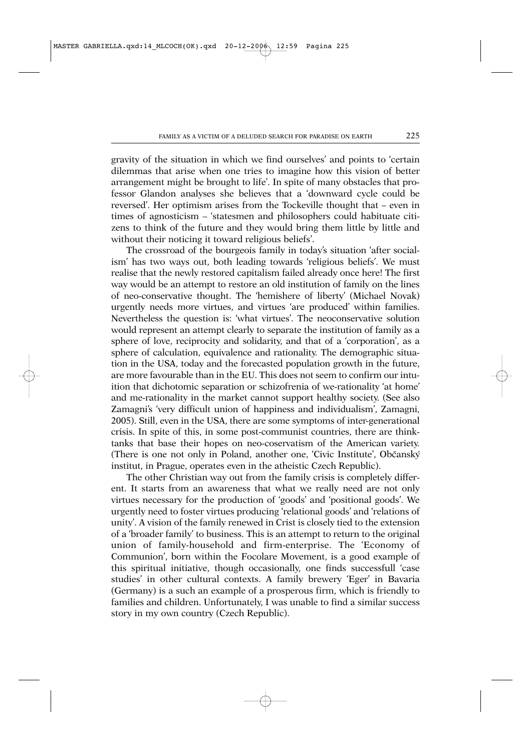gravity of the situation in which we find ourselves' and points to 'certain dilemmas that arise when one tries to imagine how this vision of better arrangement might be brought to life'. In spite of many obstacles that professor Glandon analyses she believes that a 'downward cycle could be reversed'. Her optimism arises from the Tockeville thought that – even in times of agnosticism – 'statesmen and philosophers could habituate citizens to think of the future and they would bring them little by little and without their noticing it toward religious beliefs'.

The crossroad of the bourgeois family in today's situation 'after socialism' has two ways out, both leading towards 'religious beliefs'. We must realise that the newly restored capitalism failed already once here! The first way would be an attempt to restore an old institution of family on the lines of neo-conservative thought. The 'hemishere of liberty' (Michael Novak) urgently needs more virtues, and virtues 'are produced' within families. Nevertheless the question is: 'what virtues'. The neoconservative solution would represent an attempt clearly to separate the institution of family as a sphere of love, reciprocity and solidarity, and that of a 'corporation', as a sphere of calculation, equivalence and rationality. The demographic situation in the USA, today and the forecasted population growth in the future, are more favourable than in the EU. This does not seem to confirm our intuition that dichotomic separation or schizofrenia of we-rationality 'at home' and me-rationality in the market cannot support healthy society. (See also Zamagni's 'very difficult union of happiness and individualism', Zamagni, 2005). Still, even in the USA, there are some symptoms of inter-generational crisis. In spite of this, in some post-communist countries, there are think-tanks that base their hopes on neo-coservatism of the American variety. (There is one not only in Poland, another one, 'Civic Institute', Občanský institut, in Prague, operates even in the atheistic Czech Republic).

The other Christian way out from the family crisis is completely different. It starts from an awareness that what we really need are not only virtues necessary for the production of 'goods' and 'positional goods'. We urgently need to foster virtues producing 'relational goods' and 'relations of unity'. A vision of the family renewed in Crist is closely tied to the extension of a 'broader family' to business. This is an attempt to return to the original union of family-household and firm-enterprise. The 'Economy of Communion', born within the Focolare Movement, is a good example of this spiritual initiative, though occasionally, one finds successfull 'case studies' in other cultural contexts. A family brewery 'Eger' in Bavaria (Germany) is a such an example of a prosperous firm, which is friendly to families and children. Unfortunately, I was unable to find a similar success story in my own country (Czech Republic).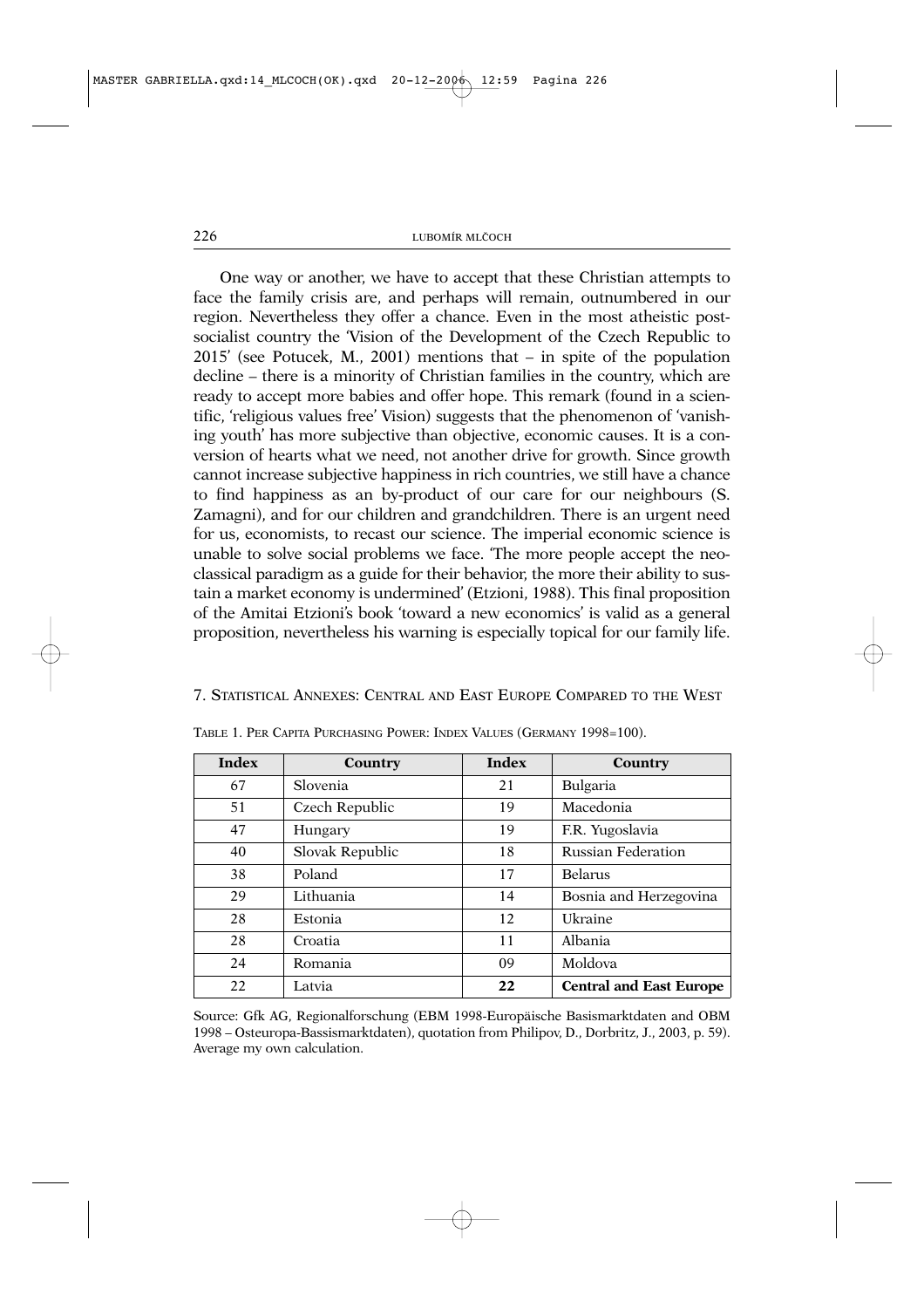One way or another, we have to accept that these Christian attempts to face the family crisis are, and perhaps will remain, outnumbered in our region. Nevertheless they offer a chance. Even in the most atheistic post-socialist country the 'Vision of the Development of the Czech Republic to 2015' (see Potucek, M., 2001) mentions that – in spite of the population decline – there is a minority of Christian families in the country, which are ready to accept more babies and offer hope. This remark (found in a scientific, 'religious values free' Vision) suggests that the phenomenon of 'vanishing youth' has more subjective than objective, economic causes. It is a conversion of hearts what we need, not another drive for growth. Since growth cannot increase subjective happiness in rich countries, we still have a chance to find happiness as an by-product of our care for our neighbours (S. Zamagni), and for our children and grandchildren. There is an urgent need for us, economists, to recast our science. The imperial economic science is unable to solve social problems we face. 'The more people accept the neoclassical paradigm as a guide for their behavior, the more their ability to sustain a market economy is undermined' (Etzioni, 1988). This final proposition of the Amitai Etzioni's book 'toward a new economics' is valid as a general proposition, nevertheless his warning is especially topical for our family life.

## 7. Statistical Annexes: Central and East Europe Compared to the West

Table 1. Per Capita Purchasing Power: Index Values (Germany 1998=100).

| Index | Country | Index | Country |
|---|---|---|---|
| 67 | Slovenia | 21 | Bulgaria |
| 51 | Czech Republic | 19 | Macedonia |
| 47 | Hungary | 19 | F.R. Yugoslavia |
| 40 | Slovak Republic | 18 | Russian Federation |
| 38 | Poland | 17 | Belarus |
| 29 | Lithuania | 14 | Bosnia and Herzegovina |
| 28 | Estonia | 12 | Ukraine |
| 28 | Croatia | 11 | Albania |
| 24 | Romania | 09 | Moldova |
| 22 | Latvia | **22** | **Central and East Europe** |

Source: Gfk AG, Regionalforschung (EBM 1998-Europäische Basismarktdaten and OBM 1998 – Osteuropa-Bassismarktdaten), quotation from Philipov, D., Dorbritz, J., 2003, p. 59). Average my own calculation.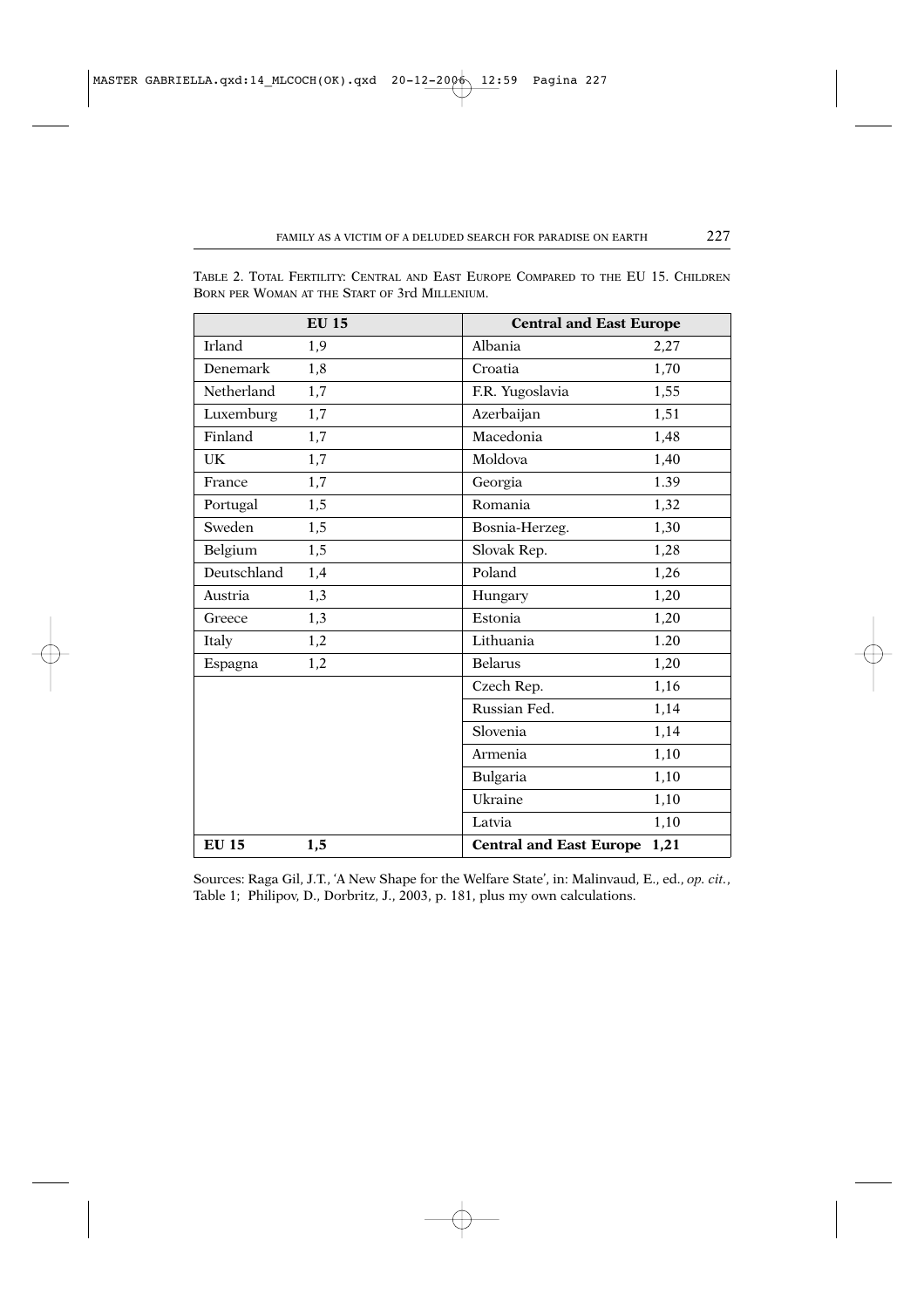TABLE 2. TOTAL FERTILITY: CENTRAL AND EAST EUROPE COMPARED TO THE EU 15. CHILDREN BORN PER WOMAN AT THE START OF 3rd MILLENIUM.

| EU 15 | | Central and East Europe | |
|---|---|---|---|
| Irland | 1,9 | Albania | 2,27 |
| Denemark | 1,8 | Croatia | 1,70 |
| Netherland | 1,7 | F.R. Yugoslavia | 1,55 |
| Luxemburg | 1,7 | Azerbaijan | 1,51 |
| Finland | 1,7 | Macedonia | 1,48 |
| UK | 1,7 | Moldova | 1,40 |
| France | 1,7 | Georgia | 1.39 |
| Portugal | 1,5 | Romania | 1,32 |
| Sweden | 1,5 | Bosnia-Herzeg. | 1,30 |
| Belgium | 1,5 | Slovak Rep. | 1,28 |
| Deutschland | 1,4 | Poland | 1,26 |
| Austria | 1,3 | Hungary | 1,20 |
| Greece | 1,3 | Estonia | 1,20 |
| Italy | 1,2 | Lithuania | 1.20 |
| Espagna | 1,2 | Belarus | 1,20 |
| | | Czech Rep. | 1,16 |
| | | Russian Fed. | 1,14 |
| | | Slovenia | 1,14 |
| | | Armenia | 1,10 |
| | | Bulgaria | 1,10 |
| | | Ukraine | 1,10 |
| | | Latvia | 1,10 |
| **EU 15** | **1,5** | **Central and East Europe** | **1,21** |

Sources: Raga Gil, J.T., 'A New Shape for the Welfare State', in: Malinvaud, E., ed., *op. cit.*, Table 1; Philipov, D., Dorbritz, J., 2003, p. 181, plus my own calculations.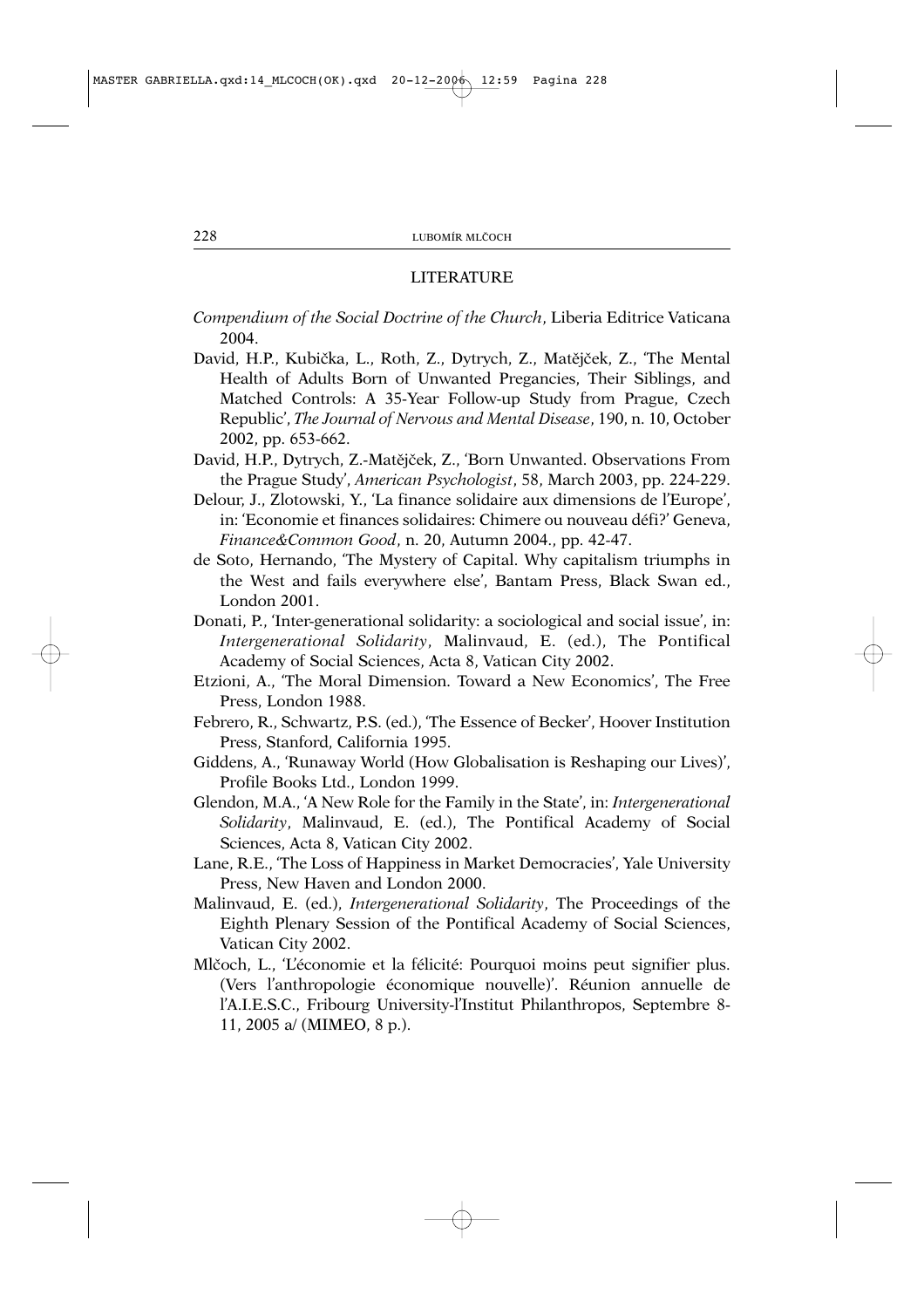## LITERATURE

*Compendium of the Social Doctrine of the Church*, Liberia Editrice Vaticana 2004.

David, H.P., Kubička, L., Roth, Z., Dytrych, Z., Matějček, Z., 'The Mental Health of Adults Born of Unwanted Pregancies, Their Siblings, and Matched Controls: A 35-Year Follow-up Study from Prague, Czech Republic', *The Journal of Nervous and Mental Disease*, 190, n. 10, October 2002, pp. 653-662.

David, H.P., Dytrych, Z.-Matějček, Z., 'Born Unwanted. Observations From the Prague Study', *American Psychologist*, 58, March 2003, pp. 224-229.

Delour, J., Zlotowski, Y., 'La finance solidaire aux dimensions de l'Europe', in: 'Economie et finances solidaires: Chimere ou nouveau défi?' Geneva, *Finance&Common Good*, n. 20, Autumn 2004., pp. 42-47.

de Soto, Hernando, 'The Mystery of Capital. Why capitalism triumphs in the West and fails everywhere else', Bantam Press, Black Swan ed., London 2001.

Donati, P., 'Inter-generational solidarity: a sociological and social issue', in: *Intergenerational Solidarity*, Malinvaud, E. (ed.), The Pontifical Academy of Social Sciences, Acta 8, Vatican City 2002.

Etzioni, A., 'The Moral Dimension. Toward a New Economics', The Free Press, London 1988.

Febrero, R., Schwartz, P.S. (ed.), 'The Essence of Becker', Hoover Institution Press, Stanford, California 1995.

Giddens, A., 'Runaway World (How Globalisation is Reshaping our Lives)', Profile Books Ltd., London 1999.

Glendon, M.A., 'A New Role for the Family in the State', in: *Intergenerational Solidarity*, Malinvaud, E. (ed.), The Pontifical Academy of Social Sciences, Acta 8, Vatican City 2002.

Lane, R.E., 'The Loss of Happiness in Market Democracies', Yale University Press, New Haven and London 2000.

Malinvaud, E. (ed.), *Intergenerational Solidarity*, The Proceedings of the Eighth Plenary Session of the Pontifical Academy of Social Sciences, Vatican City 2002.

Mlčoch, L., 'L'économie et la félicité: Pourquoi moins peut signifier plus. (Vers l'anthropologie économique nouvelle)'. Réunion annuelle de l'A.I.E.S.C., Fribourg University-l'Institut Philanthropos, Septembre 8-11, 2005 a/ (MIMEO, 8 p.).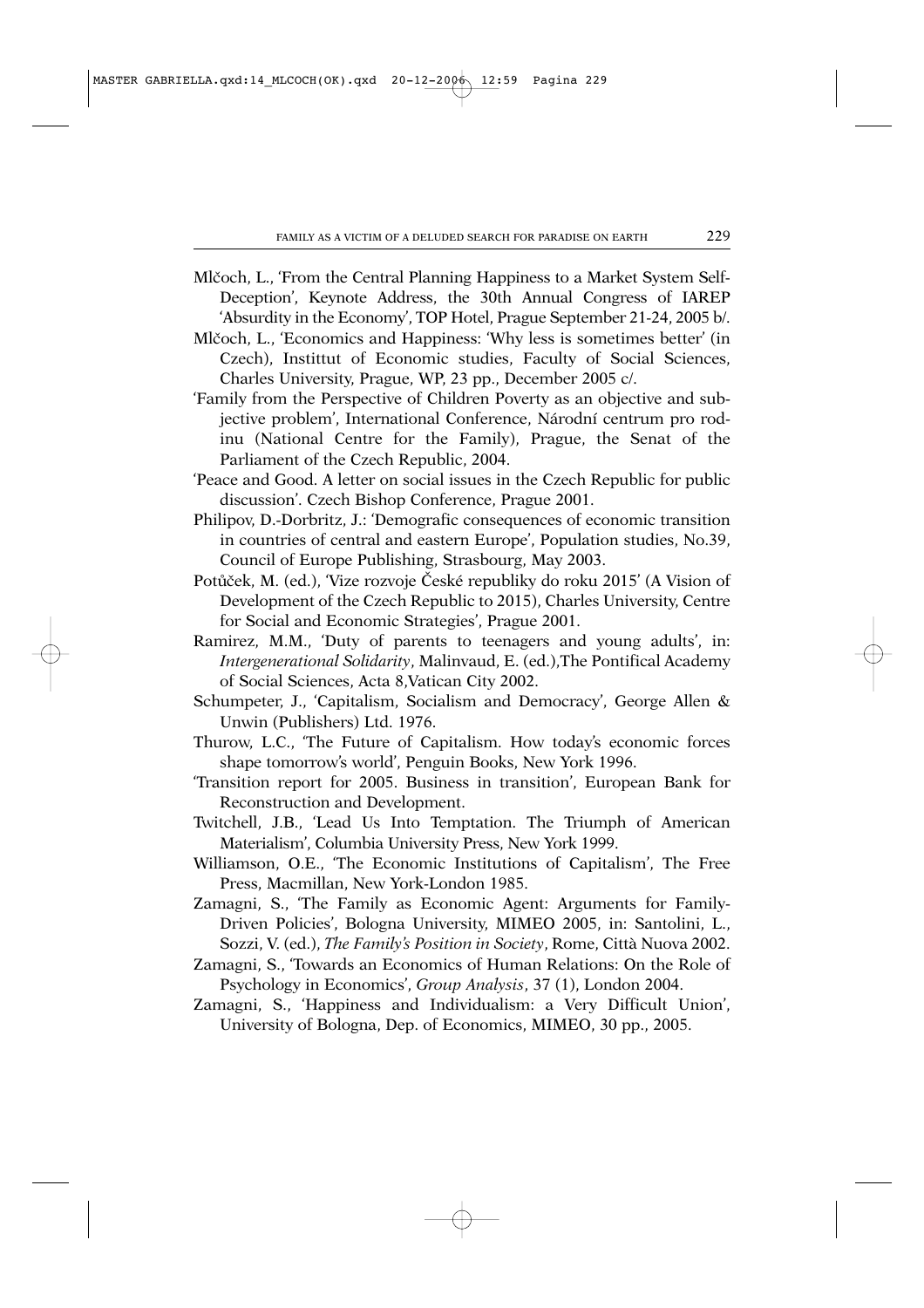Mlčoch, L., 'From the Central Planning Happiness to a Market System Self-Deception', Keynote Address, the 30th Annual Congress of IAREP 'Absurdity in the Economy', TOP Hotel, Prague September 21-24, 2005 b/.

Mlčoch, L., 'Economics and Happiness: 'Why less is sometimes better' (in Czech), Instittut of Economic studies, Faculty of Social Sciences, Charles University, Prague, WP, 23 pp., December 2005 c/.

'Family from the Perspective of Children Poverty as an objective and subjective problem', International Conference, Národní centrum pro rodinu (National Centre for the Family), Prague, the Senat of the Parliament of the Czech Republic, 2004.

'Peace and Good. A letter on social issues in the Czech Republic for public discussion'. Czech Bishop Conference, Prague 2001.

Philipov, D.-Dorbritz, J.: 'Demografic consequences of economic transition in countries of central and eastern Europe', Population studies, No.39, Council of Europe Publishing, Strasbourg, May 2003.

Potůček, M. (ed.), 'Vize rozvoje České republiky do roku 2015' (A Vision of Development of the Czech Republic to 2015), Charles University, Centre for Social and Economic Strategies', Prague 2001.

Ramirez, M.M., 'Duty of parents to teenagers and young adults', in: *Intergenerational Solidarity*, Malinvaud, E. (ed.),The Pontifical Academy of Social Sciences, Acta 8,Vatican City 2002.

Schumpeter, J., 'Capitalism, Socialism and Democracy', George Allen & Unwin (Publishers) Ltd. 1976.

Thurow, L.C., 'The Future of Capitalism. How today's economic forces shape tomorrow's world', Penguin Books, New York 1996.

'Transition report for 2005. Business in transition', European Bank for Reconstruction and Development.

Twitchell, J.B., 'Lead Us Into Temptation. The Triumph of American Materialism', Columbia University Press, New York 1999.

Williamson, O.E., 'The Economic Institutions of Capitalism', The Free Press, Macmillan, New York-London 1985.

Zamagni, S., 'The Family as Economic Agent: Arguments for Family-Driven Policies', Bologna University, MIMEO 2005, in: Santolini, L., Sozzi, V. (ed.), *The Family's Position in Society*, Rome, Città Nuova 2002.

Zamagni, S., 'Towards an Economics of Human Relations: On the Role of Psychology in Economics', *Group Analysis*, 37 (1), London 2004.

Zamagni, S., 'Happiness and Individualism: a Very Difficult Union', University of Bologna, Dep. of Economics, MIMEO, 30 pp., 2005.